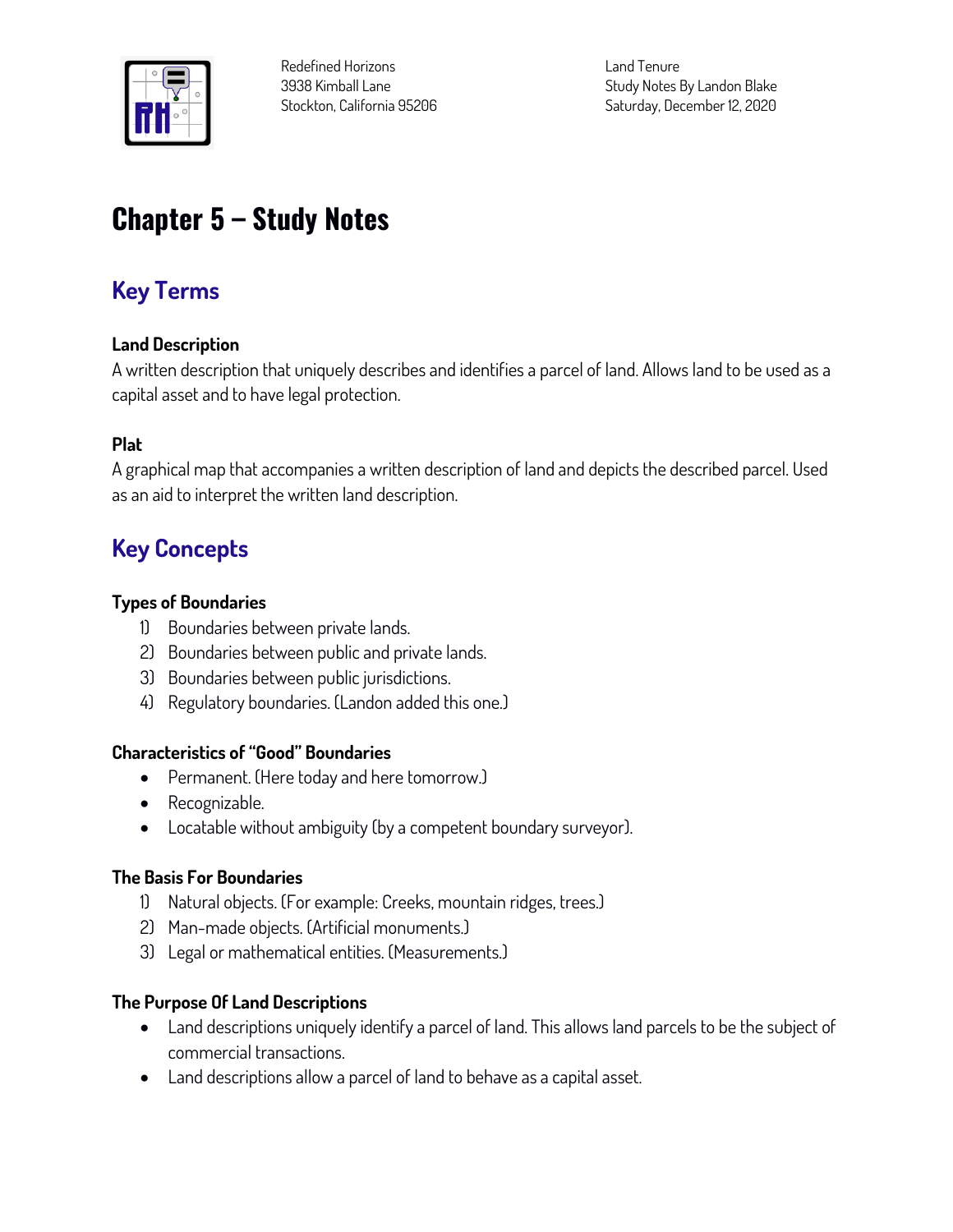Redefined Horizons
3938 Kimball Lane
Stockton, California 95206

Land Tenure
Study Notes By Landon Blake
Saturday, December 12, 2020

# Chapter 5 – Study Notes

## Key Terms

### Land Description

A written description that uniquely describes and identifies a parcel of land. Allows land to be used as a capital asset and to have legal protection.

### Plat

A graphical map that accompanies a written description of land and depicts the described parcel. Used as an aid to interpret the written land description.

## Key Concepts

### Types of Boundaries

1) Boundaries between private lands.
2) Boundaries between public and private lands.
3) Boundaries between public jurisdictions.
4) Regulatory boundaries. (Landon added this one.)

### Characteristics of "Good" Boundaries

- Permanent. (Here today and here tomorrow.)
- Recognizable.
- Locatable without ambiguity (by a competent boundary surveyor).

### The Basis For Boundaries

1) Natural objects. (For example: Creeks, mountain ridges, trees.)
2) Man-made objects. (Artificial monuments.)
3) Legal or mathematical entities. (Measurements.)

### The Purpose Of Land Descriptions

- Land descriptions uniquely identify a parcel of land. This allows land parcels to be the subject of commercial transactions.
- Land descriptions allow a parcel of land to behave as a capital asset.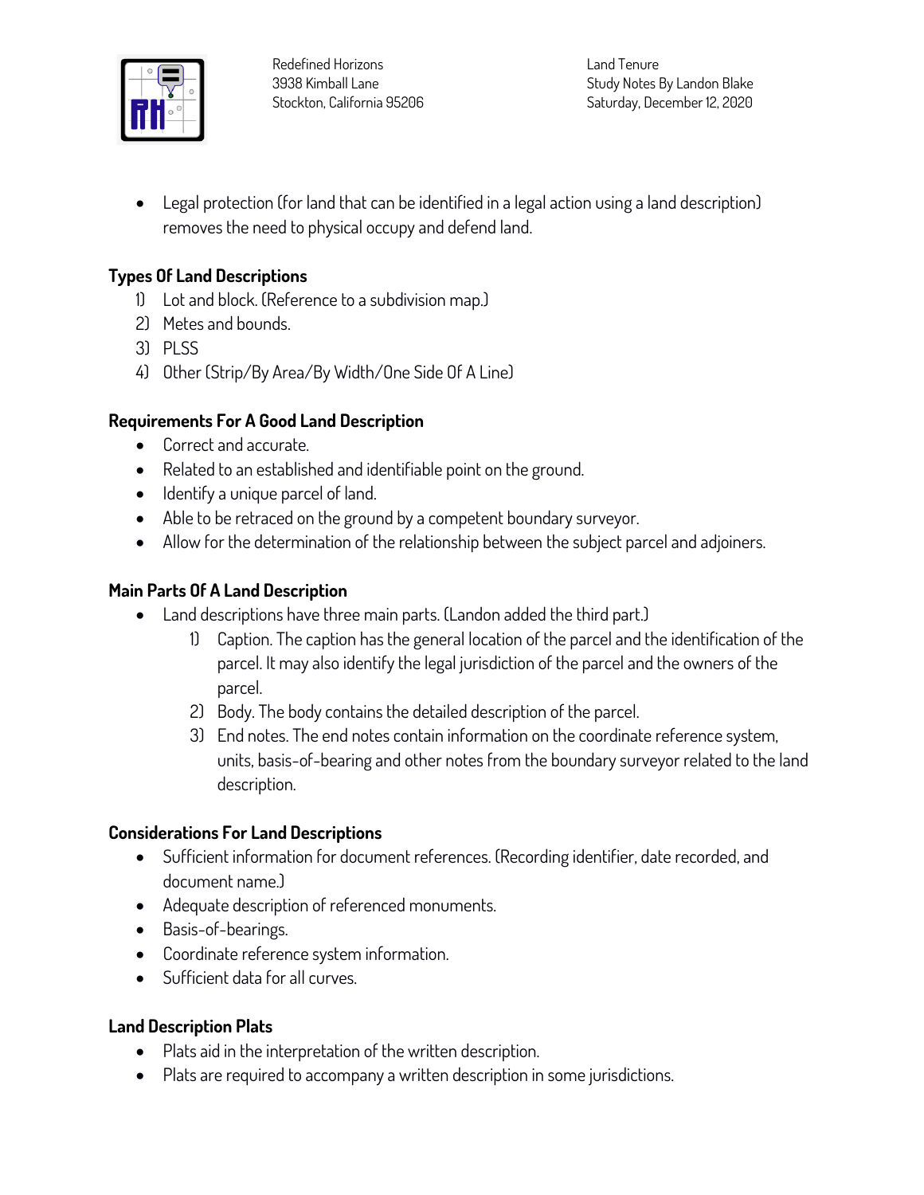- Legal protection (for land that can be identified in a legal action using a land description) removes the need to physical occupy and defend land.

### Types Of Land Descriptions

1) Lot and block. (Reference to a subdivision map.)
2) Metes and bounds.
3) PLSS
4) Other (Strip/By Area/By Width/One Side Of A Line)

### Requirements For A Good Land Description

- Correct and accurate.
- Related to an established and identifiable point on the ground.
- Identify a unique parcel of land.
- Able to be retraced on the ground by a competent boundary surveyor.
- Allow for the determination of the relationship between the subject parcel and adjoiners.

### Main Parts Of A Land Description

- Land descriptions have three main parts. (Landon added the third part.)
    1) Caption. The caption has the general location of the parcel and the identification of the parcel. It may also identify the legal jurisdiction of the parcel and the owners of the parcel.
    2) Body. The body contains the detailed description of the parcel.
    3) End notes. The end notes contain information on the coordinate reference system, units, basis-of-bearing and other notes from the boundary surveyor related to the land description.

### Considerations For Land Descriptions

- Sufficient information for document references. (Recording identifier, date recorded, and document name.)
- Adequate description of referenced monuments.
- Basis-of-bearings.
- Coordinate reference system information.
- Sufficient data for all curves.

### Land Description Plats

- Plats aid in the interpretation of the written description.
- Plats are required to accompany a written description in some jurisdictions.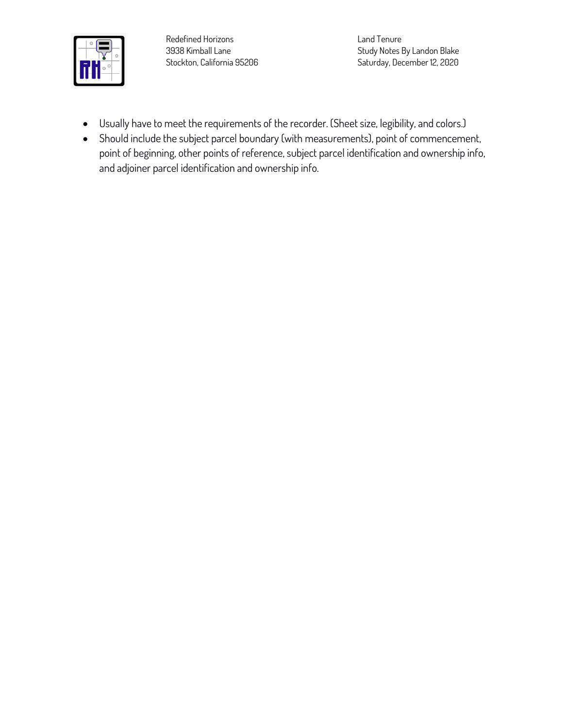- Usually have to meet the requirements of the recorder. (Sheet size, legibility, and colors.)
- Should include the subject parcel boundary (with measurements), point of commencement, point of beginning, other points of reference, subject parcel identification and ownership info, and adjoiner parcel identification and ownership info.